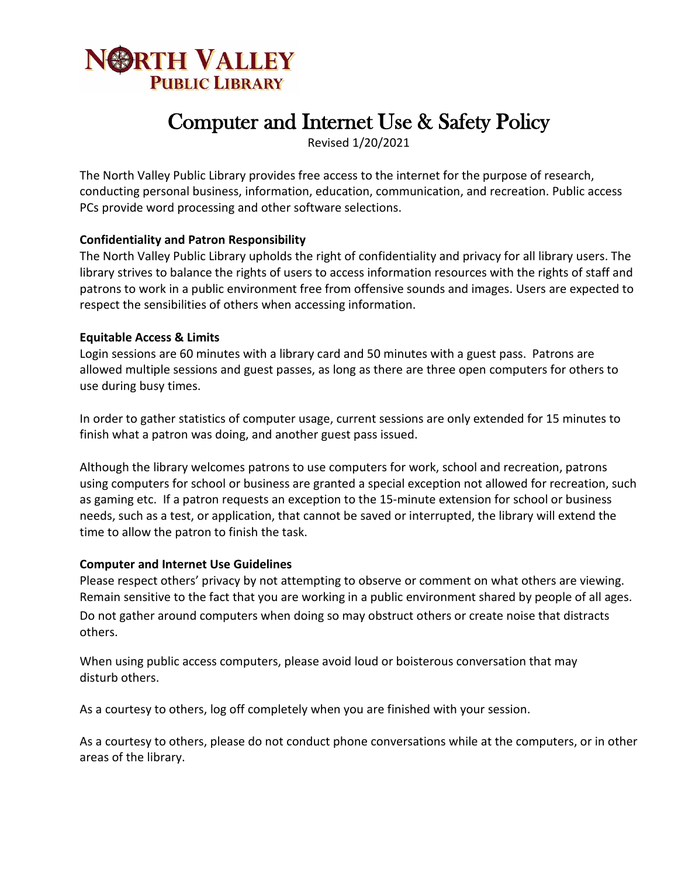# North Valley Public Library

# Computer and Internet Use & Safety Policy

Revised 1/20/2021

The North Valley Public Library provides free access to the internet for the purpose of research, conducting personal business, information, education, communication, and recreation. Public access PCs provide word processing and other software selections.

**Confidentiality and Patron Responsibility**

The North Valley Public Library upholds the right of confidentiality and privacy for all library users. The library strives to balance the rights of users to access information resources with the rights of staff and patrons to work in a public environment free from offensive sounds and images. Users are expected to respect the sensibilities of others when accessing information.

**Equitable Access & Limits**

Login sessions are 60 minutes with a library card and 50 minutes with a guest pass. Patrons are allowed multiple sessions and guest passes, as long as there are three open computers for others to use during busy times.

In order to gather statistics of computer usage, current sessions are only extended for 15 minutes to finish what a patron was doing, and another guest pass issued.

Although the library welcomes patrons to use computers for work, school and recreation, patrons using computers for school or business are granted a special exception not allowed for recreation, such as gaming etc. If a patron requests an exception to the 15-minute extension for school or business needs, such as a test, or application, that cannot be saved or interrupted, the library will extend the time to allow the patron to finish the task.

**Computer and Internet Use Guidelines**

Please respect others' privacy by not attempting to observe or comment on what others are viewing. Remain sensitive to the fact that you are working in a public environment shared by people of all ages. Do not gather around computers when doing so may obstruct others or create noise that distracts others.

When using public access computers, please avoid loud or boisterous conversation that may disturb others.

As a courtesy to others, log off completely when you are finished with your session.

As a courtesy to others, please do not conduct phone conversations while at the computers, or in other areas of the library.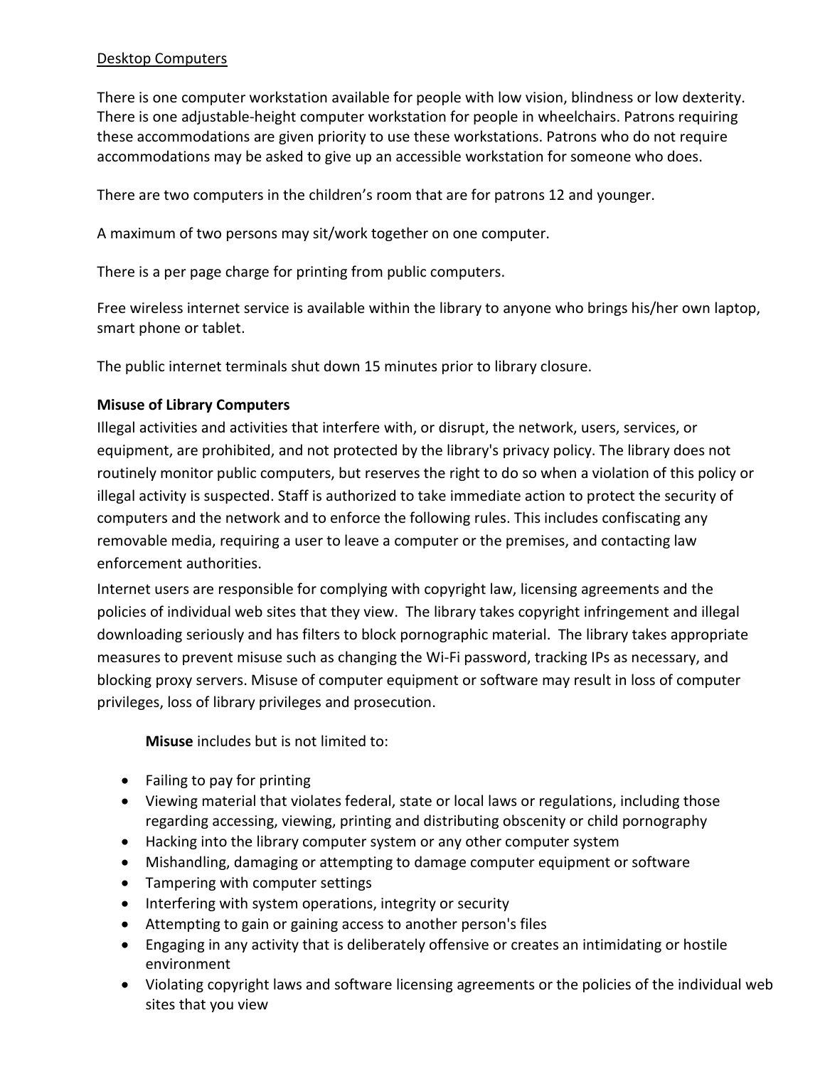Desktop Computers

There is one computer workstation available for people with low vision, blindness or low dexterity. There is one adjustable-height computer workstation for people in wheelchairs. Patrons requiring these accommodations are given priority to use these workstations. Patrons who do not require accommodations may be asked to give up an accessible workstation for someone who does.

There are two computers in the children's room that are for patrons 12 and younger.

A maximum of two persons may sit/work together on one computer.

There is a per page charge for printing from public computers.

Free wireless internet service is available within the library to anyone who brings his/her own laptop, smart phone or tablet.

The public internet terminals shut down 15 minutes prior to library closure.

**Misuse of Library Computers**

Illegal activities and activities that interfere with, or disrupt, the network, users, services, or equipment, are prohibited, and not protected by the library's privacy policy. The library does not routinely monitor public computers, but reserves the right to do so when a violation of this policy or illegal activity is suspected. Staff is authorized to take immediate action to protect the security of computers and the network and to enforce the following rules. This includes confiscating any removable media, requiring a user to leave a computer or the premises, and contacting law enforcement authorities.

Internet users are responsible for complying with copyright law, licensing agreements and the policies of individual web sites that they view. The library takes copyright infringement and illegal downloading seriously and has filters to block pornographic material. The library takes appropriate measures to prevent misuse such as changing the Wi-Fi password, tracking IPs as necessary, and blocking proxy servers. Misuse of computer equipment or software may result in loss of computer privileges, loss of library privileges and prosecution.

**Misuse** includes but is not limited to:

- Failing to pay for printing
- Viewing material that violates federal, state or local laws or regulations, including those regarding accessing, viewing, printing and distributing obscenity or child pornography
- Hacking into the library computer system or any other computer system
- Mishandling, damaging or attempting to damage computer equipment or software
- Tampering with computer settings
- Interfering with system operations, integrity or security
- Attempting to gain or gaining access to another person's files
- Engaging in any activity that is deliberately offensive or creates an intimidating or hostile environment
- Violating copyright laws and software licensing agreements or the policies of the individual web sites that you view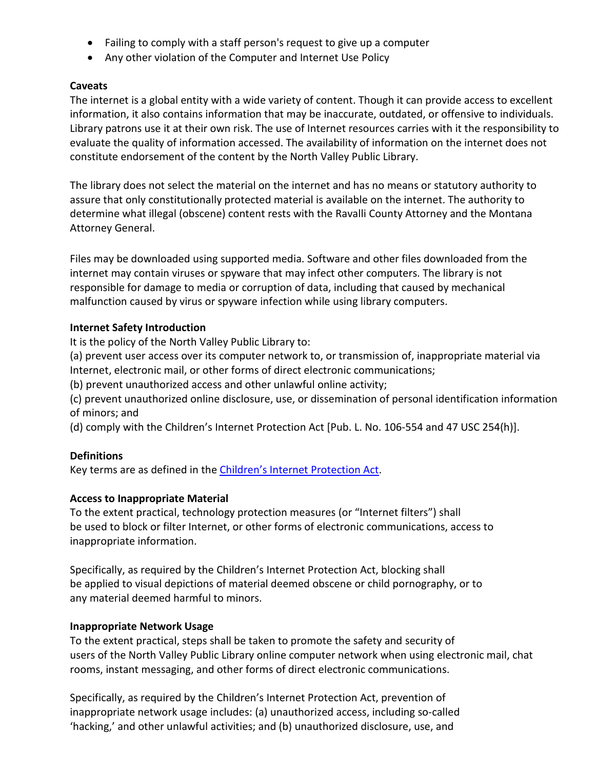- Failing to comply with a staff person's request to give up a computer
- Any other violation of the Computer and Internet Use Policy

**Caveats**

The internet is a global entity with a wide variety of content. Though it can provide access to excellent information, it also contains information that may be inaccurate, outdated, or offensive to individuals. Library patrons use it at their own risk. The use of Internet resources carries with it the responsibility to evaluate the quality of information accessed. The availability of information on the internet does not constitute endorsement of the content by the North Valley Public Library.

The library does not select the material on the internet and has no means or statutory authority to assure that only constitutionally protected material is available on the internet. The authority to determine what illegal (obscene) content rests with the Ravalli County Attorney and the Montana Attorney General.

Files may be downloaded using supported media. Software and other files downloaded from the internet may contain viruses or spyware that may infect other computers. The library is not responsible for damage to media or corruption of data, including that caused by mechanical malfunction caused by virus or spyware infection while using library computers.

**Internet Safety Introduction**

It is the policy of the North Valley Public Library to:
(a) prevent user access over its computer network to, or transmission of, inappropriate material via Internet, electronic mail, or other forms of direct electronic communications;
(b) prevent unauthorized access and other unlawful online activity;
(c) prevent unauthorized online disclosure, use, or dissemination of personal identification information of minors; and
(d) comply with the Children's Internet Protection Act [Pub. L. No. 106-554 and 47 USC 254(h)].

**Definitions**

Key terms are as defined in the Children's Internet Protection Act.

**Access to Inappropriate Material**

To the extent practical, technology protection measures (or "Internet filters") shall be used to block or filter Internet, or other forms of electronic communications, access to inappropriate information.

Specifically, as required by the Children's Internet Protection Act, blocking shall be applied to visual depictions of material deemed obscene or child pornography, or to any material deemed harmful to minors.

**Inappropriate Network Usage**

To the extent practical, steps shall be taken to promote the safety and security of users of the North Valley Public Library online computer network when using electronic mail, chat rooms, instant messaging, and other forms of direct electronic communications.

Specifically, as required by the Children's Internet Protection Act, prevention of inappropriate network usage includes: (a) unauthorized access, including so-called 'hacking,' and other unlawful activities; and (b) unauthorized disclosure, use, and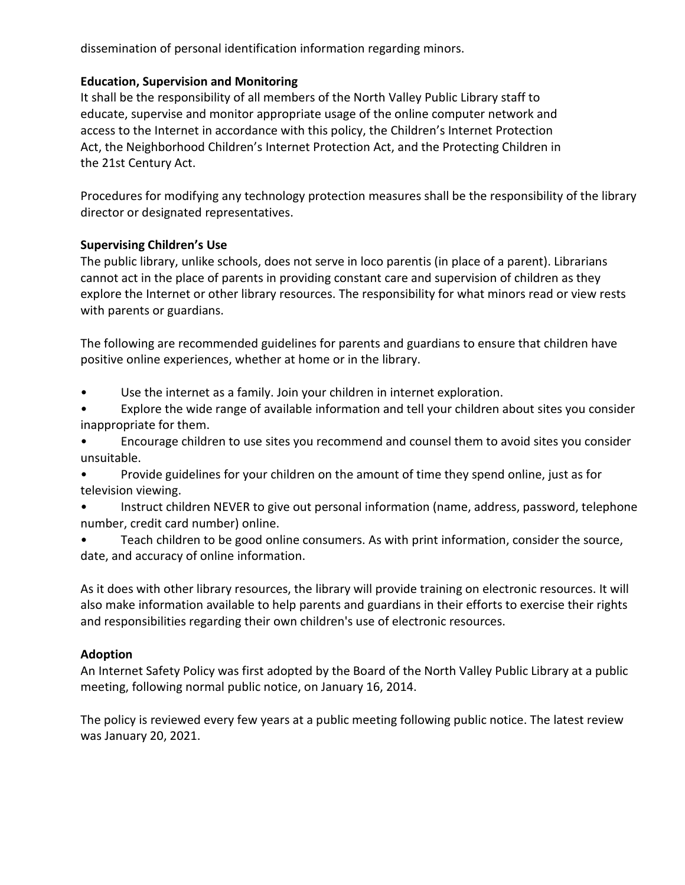dissemination of personal identification information regarding minors.

**Education, Supervision and Monitoring**

It shall be the responsibility of all members of the North Valley Public Library staff to educate, supervise and monitor appropriate usage of the online computer network and access to the Internet in accordance with this policy, the Children's Internet Protection Act, the Neighborhood Children's Internet Protection Act, and the Protecting Children in the 21st Century Act.

Procedures for modifying any technology protection measures shall be the responsibility of the library director or designated representatives.

**Supervising Children's Use**

The public library, unlike schools, does not serve in loco parentis (in place of a parent). Librarians cannot act in the place of parents in providing constant care and supervision of children as they explore the Internet or other library resources. The responsibility for what minors read or view rests with parents or guardians.

The following are recommended guidelines for parents and guardians to ensure that children have positive online experiences, whether at home or in the library.

- Use the internet as a family. Join your children in internet exploration.
- Explore the wide range of available information and tell your children about sites you consider inappropriate for them.
- Encourage children to use sites you recommend and counsel them to avoid sites you consider unsuitable.
- Provide guidelines for your children on the amount of time they spend online, just as for television viewing.
- Instruct children NEVER to give out personal information (name, address, password, telephone number, credit card number) online.
- Teach children to be good online consumers. As with print information, consider the source, date, and accuracy of online information.

As it does with other library resources, the library will provide training on electronic resources. It will also make information available to help parents and guardians in their efforts to exercise their rights and responsibilities regarding their own children's use of electronic resources.

**Adoption**

An Internet Safety Policy was first adopted by the Board of the North Valley Public Library at a public meeting, following normal public notice, on January 16, 2014.

The policy is reviewed every few years at a public meeting following public notice. The latest review was January 20, 2021.